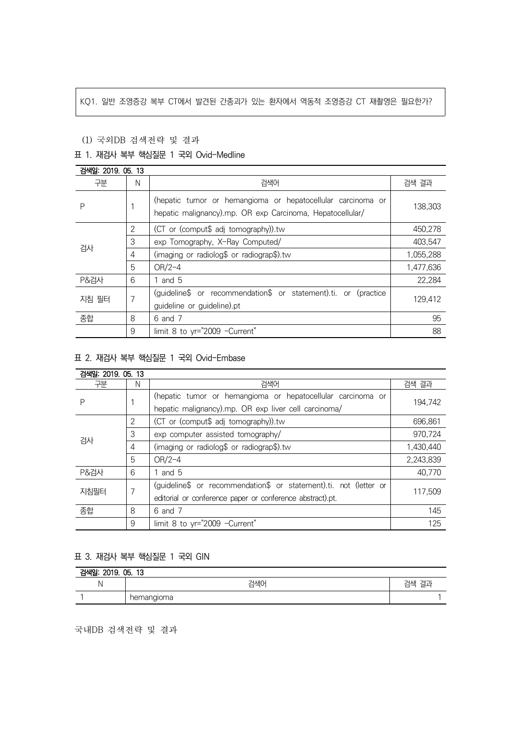KQ1. 일반 조영증강 복부 CT에서 발견된 간종괴가 있는 환자에서 역동적 조영증강 CT 재촬영은 필요한가?

(1) 국외DB 검색전략 및 결과

표 1. 재검사 복부 핵심질문 1 국외 Ovid-Medline

검색일: 2019. 05. 13

| 구분 | N | 검색어 | 검색 결과 |
|---|---|---|---|
| P | 1 | (hepatic tumor or hemangioma or hepatocellular carcinoma or hepatic malignancy).mp. OR exp Carcinoma, Hepatocellular/ | 138,303 |
| 검사 | 2 | (CT or (comput$ adj tomography)).tw | 450,278 |
| | 3 | exp Tomography, X-Ray Computed/ | 403,547 |
| | 4 | (imaging or radiolog$ or radiograp$).tw | 1,055,288 |
| | 5 | OR/2-4 | 1,477,636 |
| P&검사 | 6 | 1 and 5 | 22,284 |
| 지침 필터 | 7 | (guideline$ or recommendation$ or statement).ti. or (practice guideline or guideline).pt | 129,412 |
| 종합 | 8 | 6 and 7 | 95 |
| | 9 | limit 8 to yr="2009 -Current" | 88 |

표 2. 재검사 복부 핵심질문 1 국외 Ovid-Embase

검색일: 2019. 05. 13

| 구분 | N | 검색어 | 검색 결과 |
|---|---|---|---|
| P | 1 | (hepatic tumor or hemangioma or hepatocellular carcinoma or hepatic malignancy).mp. OR exp liver cell carcinoma/ | 194,742 |
| 검사 | 2 | (CT or (comput$ adj tomography)).tw | 696,861 |
| | 3 | exp computer assisted tomography/ | 970,724 |
| | 4 | (imaging or radiolog$ or radiograp$).tw | 1,430,440 |
| | 5 | OR/2-4 | 2,243,839 |
| P&검사 | 6 | 1 and 5 | 40,770 |
| 지침필터 | 7 | (guideline$ or recommendation$ or statement).ti. not (letter or editorial or conference paper or conference abstract).pt. | 117,509 |
| 종합 | 8 | 6 and 7 | 145 |
| | 9 | limit 8 to yr="2009 -Current" | 125 |

표 3. 재검사 복부 핵심질문 1 국외 GIN

검색일: 2019. 05. 13

| N | 검색어 | 검색 결과 |
|---|---|---|
| 1 | hemangioma | 1 |

국내DB 검색전략 및 결과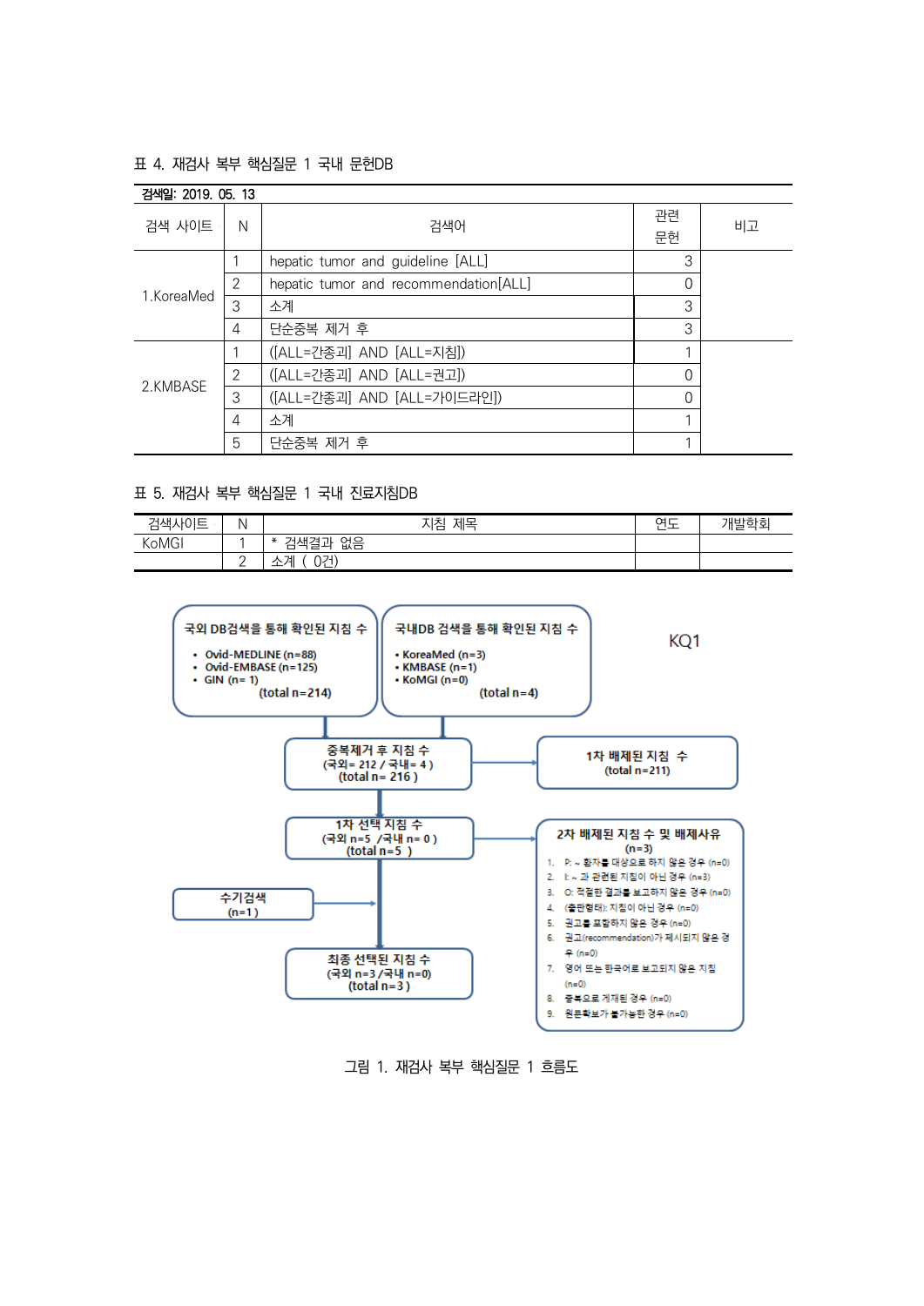표 4. 재검사 복부 핵심질문 1 국내 문헌DB

검색일: 2019. 05. 13

| 검색 사이트 | N | 검색어 | 관련 문헌 | 비고 |
|---|---|---|---|---|
| 1.KoreaMed | 1 | hepatic tumor and guideline [ALL] | 3 | |
| | 2 | hepatic tumor and recommendation[ALL] | 0 | |
| | 3 | 소계 | 3 | |
| | 4 | 단순중복 제거 후 | 3 | |
| 2.KMBASE | 1 | ([ALL=간종괴] AND [ALL=지침]) | 1 | |
| | 2 | ([ALL=간종괴] AND [ALL=권고]) | 0 | |
| | 3 | ([ALL=간종괴] AND [ALL=가이드라인]) | 0 | |
| | 4 | 소계 | 1 | |
| | 5 | 단순중복 제거 후 | 1 | |

표 5. 재검사 복부 핵심질문 1 국내 진료지침DB

| 검색사이트 | N | 지침 제목 | 연도 | 개발학회 |
|---|---|---|---|---|
| KoMGI | 1 | * 검색결과 없음 | | |
| | 2 | 소계 ( 0건) | | |

KQ1

국외 DB검색을 통해 확인된 지침 수
- Ovid-MEDLINE (n=88)
- Ovid-EMBASE (n=125)
- GIN (n= 1)

(total n=214)

국내DB 검색을 통해 확인된 지침 수
- KoreaMed (n=3)
- KMBASE (n=1)
- KoMGI (n=0)

(total n=4)

중복제거 후 지침 수
(국외= 212 / 국내= 4 )
(total n= 216 )

1차 배제된 지침 수
(total n=211)

1차 선택 지침 수
(국외 n=5 /국내 n= 0 )
(total n=5 )

2차 배제된 지침 수 및 배제사유
(n=3)
1. P: ~ 환자를 대상으로 하지 않은 경우 (n=0)
2. I: ~ 과 관련된 지침이 아닌 경우 (n=3)
3. O: 적절한 결과를 보고하지 않은 경우 (n=0)
4. (출판형태): 지침이 아닌 경우 (n=0)
5. 권고를 포함하지 않은 경우 (n=0)
6. 권고(recommendation)가 제시되지 않은 경우 (n=0)
7. 영어 또는 한국어로 보고되지 않은 지침 (n=0)
8. 중복으로 게재된 경우 (n=0)
9. 원문확보가 불가능한 경우 (n=0)

수기검색
(n=1 )

최종 선택된 지침 수
(국외 n=3 /국내 n=0)
(total n=3 )

그림 1. 재검사 복부 핵심질문 1 흐름도